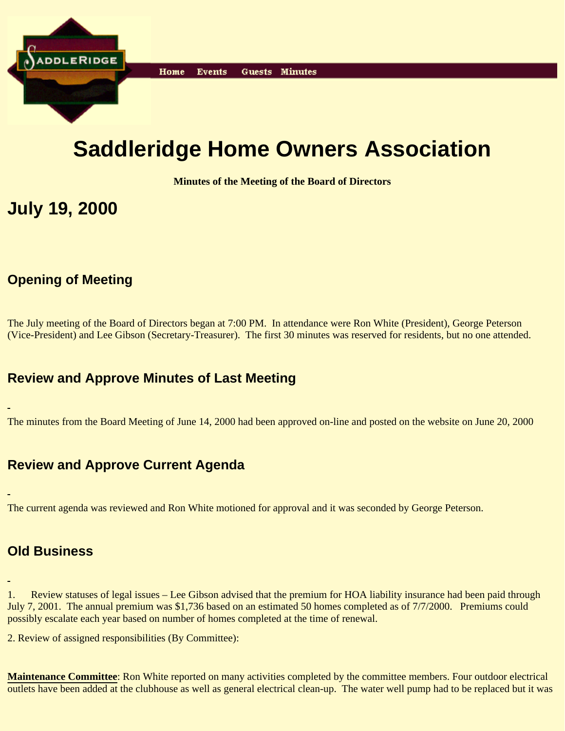Home Events Guests Minutes

# Saddleridge Home Owners Association

**Minutes of the Meeting of the Board of Directors**

# July 19, 2000

## Opening of Meeting

The July meeting of the Board of Directors began at 7:00 PM. In attendance were Ron White (President), George Peterson (Vice-President) and Lee Gibson (Secretary-Treasurer). The first 30 minutes was reserved for residents, but no one attended.

## Review and Approve Minutes of Last Meeting

-

The minutes from the Board Meeting of June 14, 2000 had been approved on-line and posted on the website on June 20, 2000

## Review and Approve Current Agenda

-

The current agenda was reviewed and Ron White motioned for approval and it was seconded by George Peterson.

## Old Business

-

1. Review statuses of legal issues – Lee Gibson advised that the premium for HOA liability insurance had been paid through July 7, 2001. The annual premium was $1,736 based on an estimated 50 homes completed as of 7/7/2000. Premiums could possibly escalate each year based on number of homes completed at the time of renewal.

2. Review of assigned responsibilities (By Committee):

**Maintenance Committee**: Ron White reported on many activities completed by the committee members. Four outdoor electrical outlets have been added at the clubhouse as well as general electrical clean-up. The water well pump had to be replaced but it was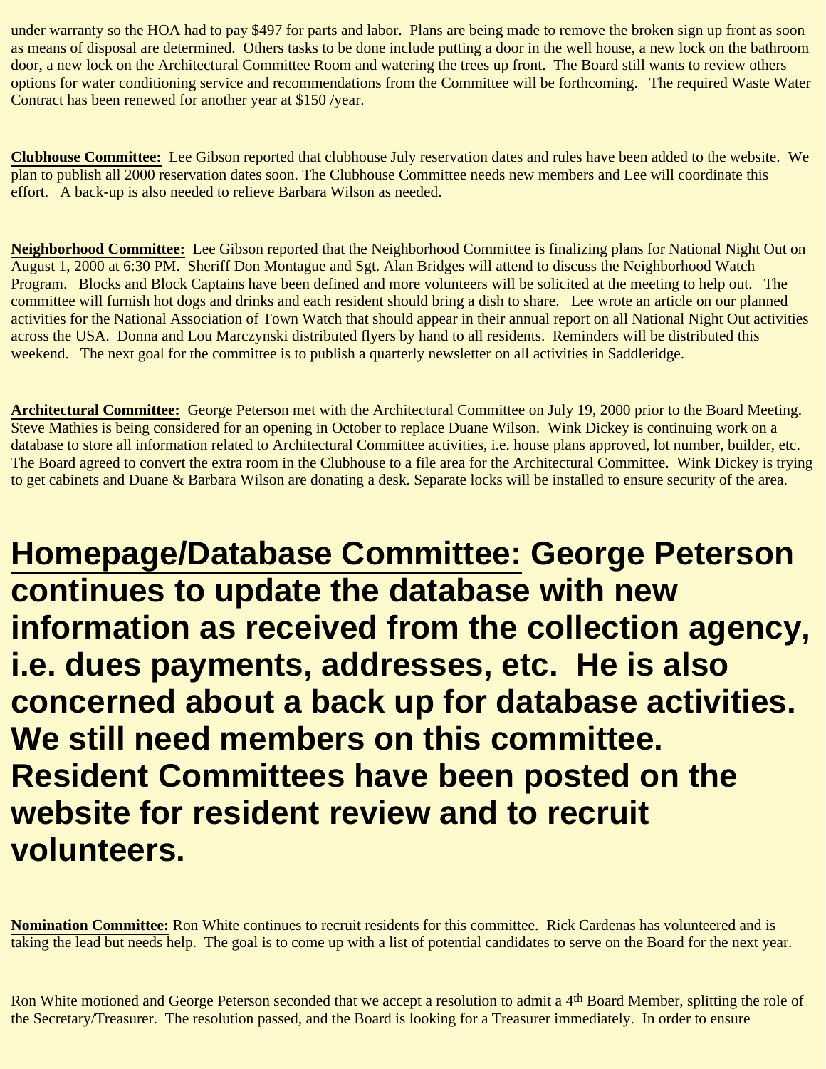under warranty so the HOA had to pay $497 for parts and labor. Plans are being made to remove the broken sign up front as soon as means of disposal are determined. Others tasks to be done include putting a door in the well house, a new lock on the bathroom door, a new lock on the Architectural Committee Room and watering the trees up front. The Board still wants to review others options for water conditioning service and recommendations from the Committee will be forthcoming. The required Waste Water Contract has been renewed for another year at $150 /year.

**Clubhouse Committee:** Lee Gibson reported that clubhouse July reservation dates and rules have been added to the website. We plan to publish all 2000 reservation dates soon. The Clubhouse Committee needs new members and Lee will coordinate this effort. A back-up is also needed to relieve Barbara Wilson as needed.

**Neighborhood Committee:** Lee Gibson reported that the Neighborhood Committee is finalizing plans for National Night Out on August 1, 2000 at 6:30 PM. Sheriff Don Montague and Sgt. Alan Bridges will attend to discuss the Neighborhood Watch Program. Blocks and Block Captains have been defined and more volunteers will be solicited at the meeting to help out. The committee will furnish hot dogs and drinks and each resident should bring a dish to share. Lee wrote an article on our planned activities for the National Association of Town Watch that should appear in their annual report on all National Night Out activities across the USA. Donna and Lou Marczynski distributed flyers by hand to all residents. Reminders will be distributed this weekend. The next goal for the committee is to publish a quarterly newsletter on all activities in Saddleridge.

**Architectural Committee:** George Peterson met with the Architectural Committee on July 19, 2000 prior to the Board Meeting. Steve Mathies is being considered for an opening in October to replace Duane Wilson. Wink Dickey is continuing work on a database to store all information related to Architectural Committee activities, i.e. house plans approved, lot number, builder, etc. The Board agreed to convert the extra room in the Clubhouse to a file area for the Architectural Committee. Wink Dickey is trying to get cabinets and Duane & Barbara Wilson are donating a desk. Separate locks will be installed to ensure security of the area.

## Homepage/Database Committee: George Peterson continues to update the database with new information as received from the collection agency, i.e. dues payments, addresses, etc. He is also concerned about a back up for database activities. We still need members on this committee. Resident Committees have been posted on the website for resident review and to recruit volunteers.

**Nomination Committee:** Ron White continues to recruit residents for this committee. Rick Cardenas has volunteered and is taking the lead but needs help. The goal is to come up with a list of potential candidates to serve on the Board for the next year.

Ron White motioned and George Peterson seconded that we accept a resolution to admit a 4th Board Member, splitting the role of the Secretary/Treasurer. The resolution passed, and the Board is looking for a Treasurer immediately. In order to ensure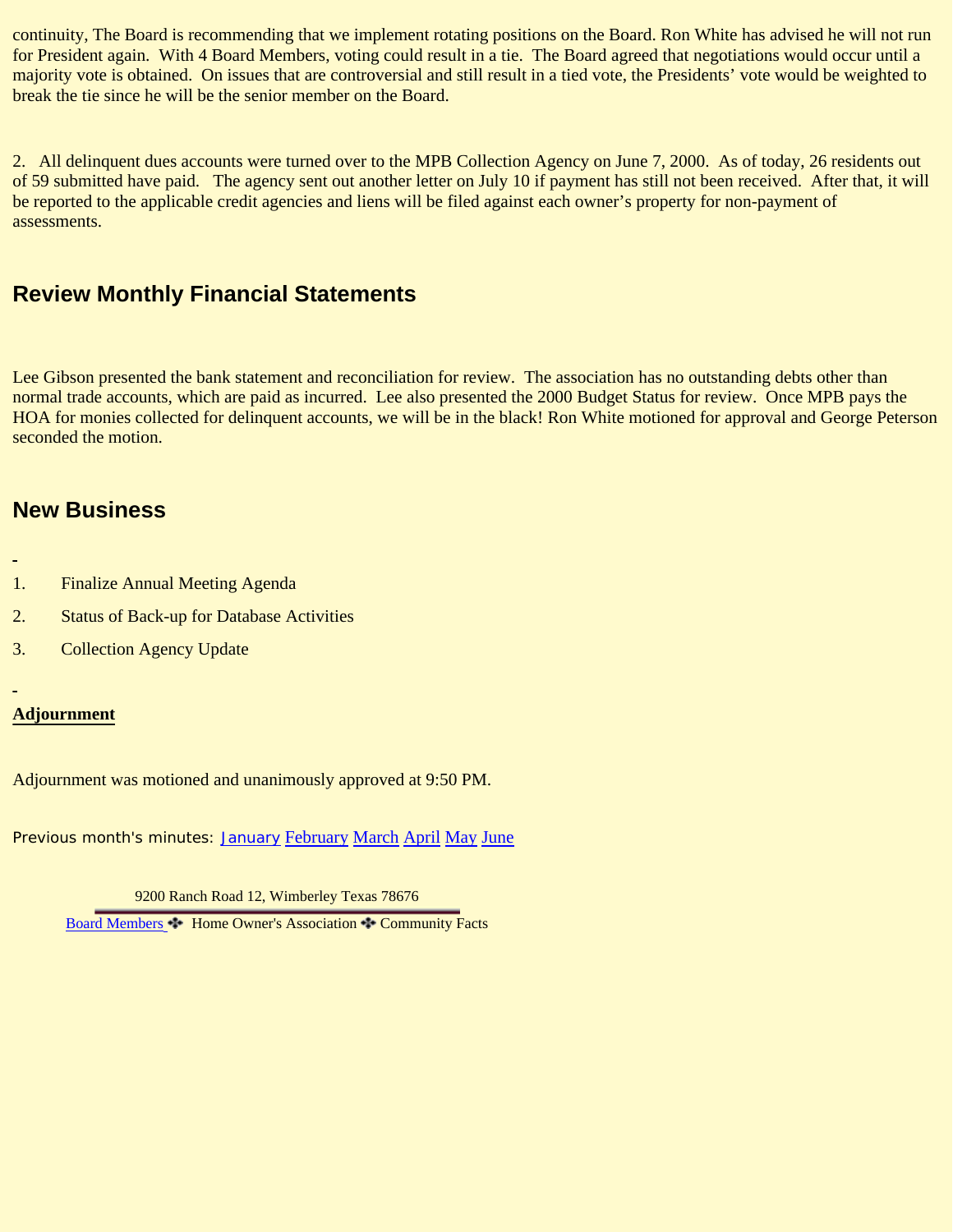continuity, The Board is recommending that we implement rotating positions on the Board. Ron White has advised he will not run for President again. With 4 Board Members, voting could result in a tie. The Board agreed that negotiations would occur until a majority vote is obtained. On issues that are controversial and still result in a tied vote, the Presidents' vote would be weighted to break the tie since he will be the senior member on the Board.

2. All delinquent dues accounts were turned over to the MPB Collection Agency on June 7, 2000. As of today, 26 residents out of 59 submitted have paid. The agency sent out another letter on July 10 if payment has still not been received. After that, it will be reported to the applicable credit agencies and liens will be filed against each owner's property for non-payment of assessments.

## Review Monthly Financial Statements

Lee Gibson presented the bank statement and reconciliation for review. The association has no outstanding debts other than normal trade accounts, which are paid as incurred. Lee also presented the 2000 Budget Status for review. Once MPB pays the HOA for monies collected for delinquent accounts, we will be in the black! Ron White motioned for approval and George Peterson seconded the motion.

## New Business

1. Finalize Annual Meeting Agenda
2. Status of Back-up for Database Activities
3. Collection Agency Update

**Adjournment**

Adjournment was motioned and unanimously approved at 9:50 PM.

Previous month's minutes: January February March April May June

9200 Ranch Road 12, Wimberley Texas 78676

Board Members ✤ Home Owner's Association ✤ Community Facts